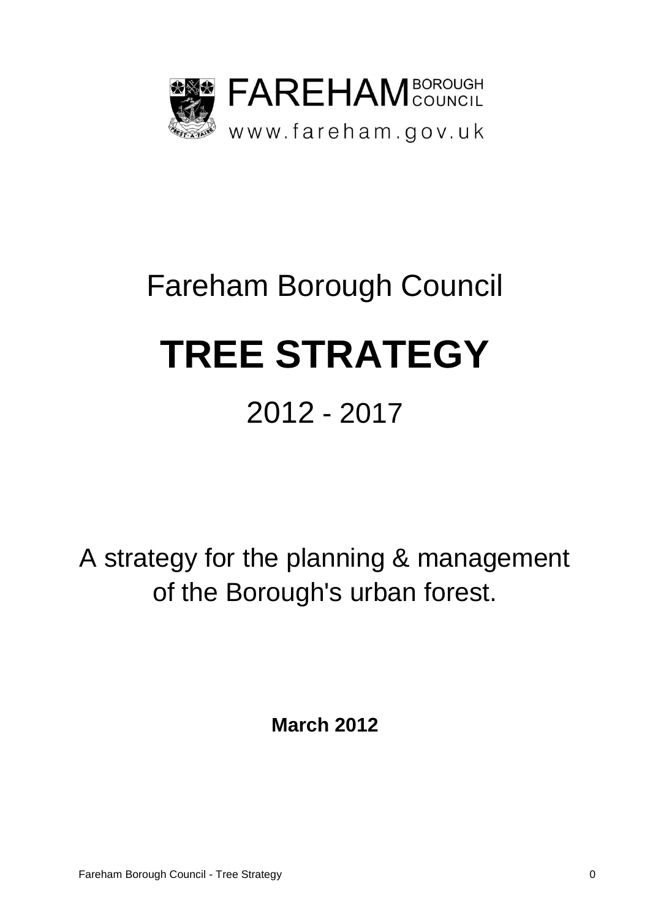FAREHAM BOROUGH COUNCIL

www.fareham.gov.uk

Fareham Borough Council

# TREE STRATEGY

## 2012 - 2017

A strategy for the planning & management of the Borough's urban forest.

**March 2012**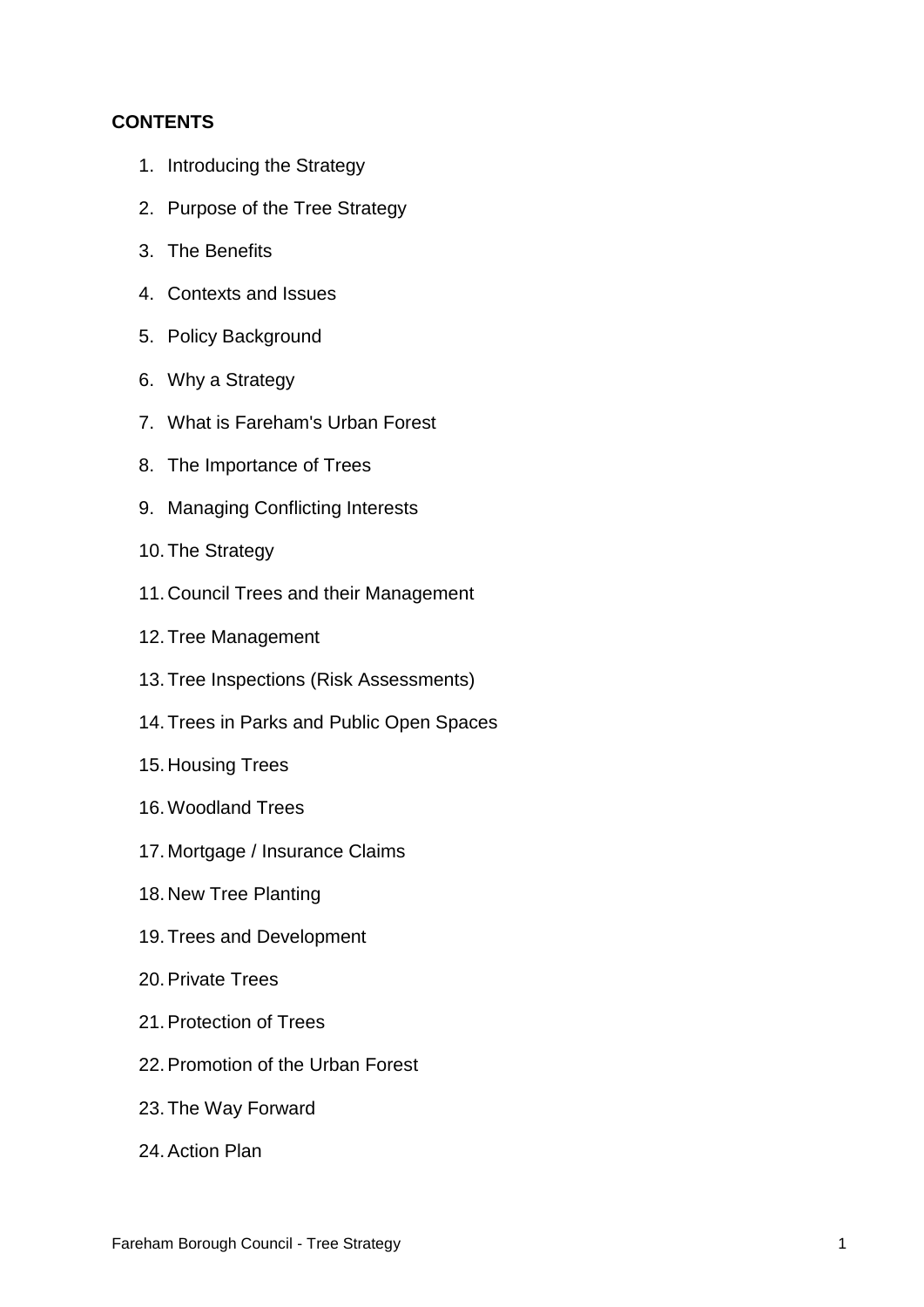**CONTENTS**

1. Introducing the Strategy
2. Purpose of the Tree Strategy
3. The Benefits
4. Contexts and Issues
5. Policy Background
6. Why a Strategy
7. What is Fareham's Urban Forest
8. The Importance of Trees
9. Managing Conflicting Interests
10. The Strategy
11. Council Trees and their Management
12. Tree Management
13. Tree Inspections (Risk Assessments)
14. Trees in Parks and Public Open Spaces
15. Housing Trees
16. Woodland Trees
17. Mortgage / Insurance Claims
18. New Tree Planting
19. Trees and Development
20. Private Trees
21. Protection of Trees
22. Promotion of the Urban Forest
23. The Way Forward
24. Action Plan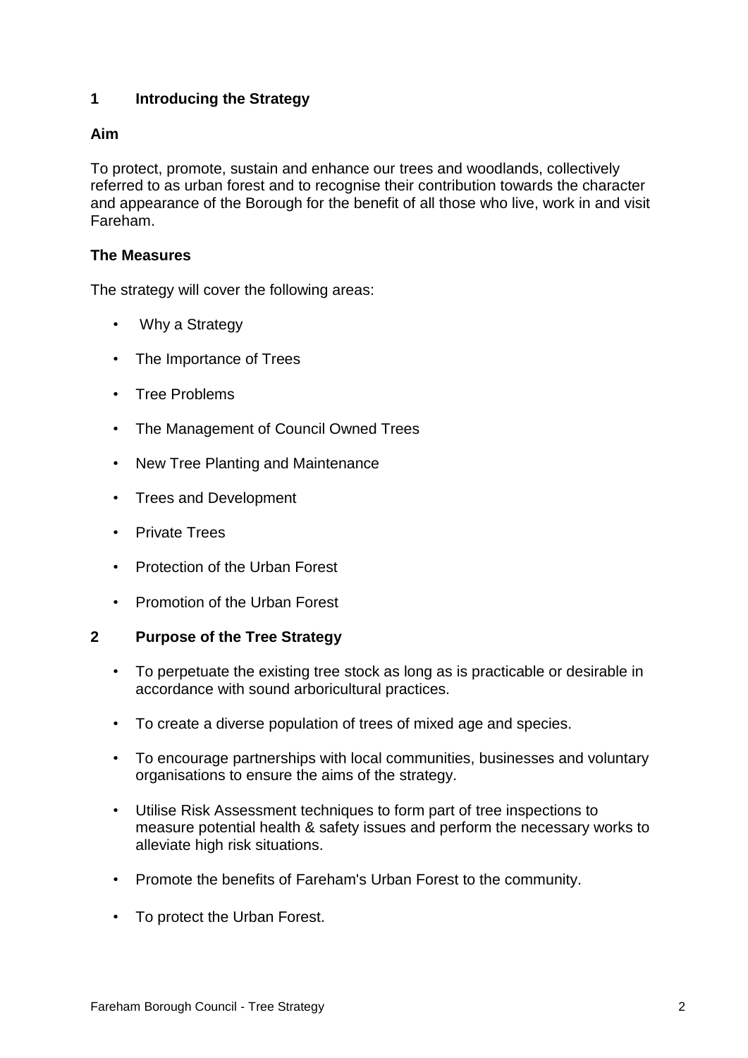## 1 Introducing the Strategy

**Aim**

To protect, promote, sustain and enhance our trees and woodlands, collectively referred to as urban forest and to recognise their contribution towards the character and appearance of the Borough for the benefit of all those who live, work in and visit Fareham.

**The Measures**

The strategy will cover the following areas:

- Why a Strategy
- The Importance of Trees
- Tree Problems
- The Management of Council Owned Trees
- New Tree Planting and Maintenance
- Trees and Development
- Private Trees
- Protection of the Urban Forest
- Promotion of the Urban Forest

## 2 Purpose of the Tree Strategy

- To perpetuate the existing tree stock as long as is practicable or desirable in accordance with sound arboricultural practices.
- To create a diverse population of trees of mixed age and species.
- To encourage partnerships with local communities, businesses and voluntary organisations to ensure the aims of the strategy.
- Utilise Risk Assessment techniques to form part of tree inspections to measure potential health & safety issues and perform the necessary works to alleviate high risk situations.
- Promote the benefits of Fareham's Urban Forest to the community.
- To protect the Urban Forest.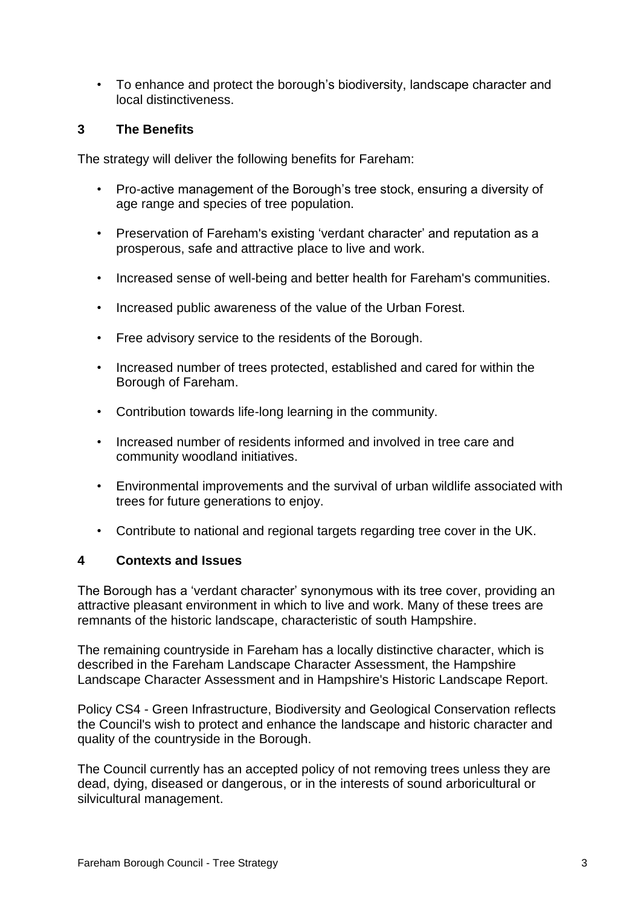- To enhance and protect the borough's biodiversity, landscape character and local distinctiveness.

## 3 The Benefits

The strategy will deliver the following benefits for Fareham:

- Pro-active management of the Borough's tree stock, ensuring a diversity of age range and species of tree population.
- Preservation of Fareham's existing 'verdant character' and reputation as a prosperous, safe and attractive place to live and work.
- Increased sense of well-being and better health for Fareham's communities.
- Increased public awareness of the value of the Urban Forest.
- Free advisory service to the residents of the Borough.
- Increased number of trees protected, established and cared for within the Borough of Fareham.
- Contribution towards life-long learning in the community.
- Increased number of residents informed and involved in tree care and community woodland initiatives.
- Environmental improvements and the survival of urban wildlife associated with trees for future generations to enjoy.
- Contribute to national and regional targets regarding tree cover in the UK.

## 4 Contexts and Issues

The Borough has a 'verdant character' synonymous with its tree cover, providing an attractive pleasant environment in which to live and work. Many of these trees are remnants of the historic landscape, characteristic of south Hampshire.

The remaining countryside in Fareham has a locally distinctive character, which is described in the Fareham Landscape Character Assessment, the Hampshire Landscape Character Assessment and in Hampshire's Historic Landscape Report.

Policy CS4 - Green Infrastructure, Biodiversity and Geological Conservation reflects the Council's wish to protect and enhance the landscape and historic character and quality of the countryside in the Borough.

The Council currently has an accepted policy of not removing trees unless they are dead, dying, diseased or dangerous, or in the interests of sound arboricultural or silvicultural management.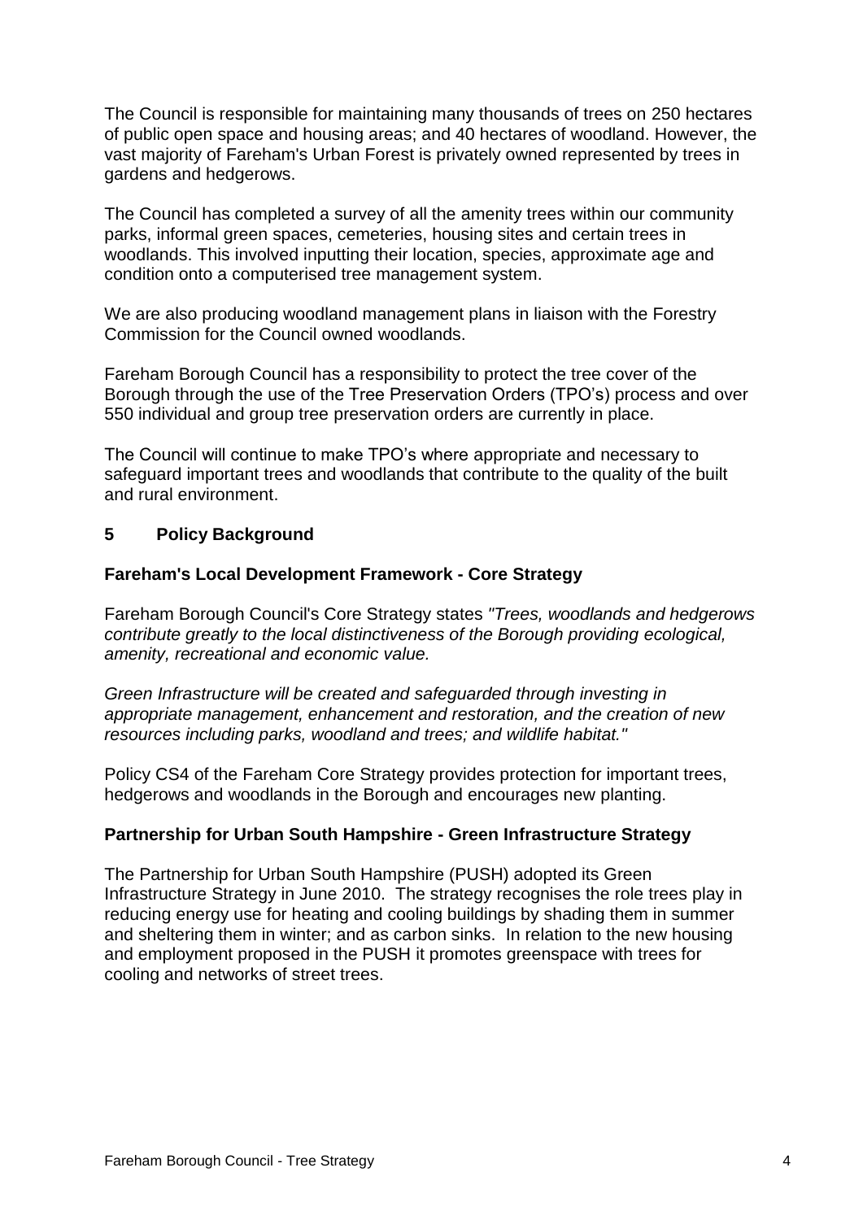The Council is responsible for maintaining many thousands of trees on 250 hectares of public open space and housing areas; and 40 hectares of woodland. However, the vast majority of Fareham's Urban Forest is privately owned represented by trees in gardens and hedgerows.

The Council has completed a survey of all the amenity trees within our community parks, informal green spaces, cemeteries, housing sites and certain trees in woodlands. This involved inputting their location, species, approximate age and condition onto a computerised tree management system.

We are also producing woodland management plans in liaison with the Forestry Commission for the Council owned woodlands.

Fareham Borough Council has a responsibility to protect the tree cover of the Borough through the use of the Tree Preservation Orders (TPO's) process and over 550 individual and group tree preservation orders are currently in place.

The Council will continue to make TPO's where appropriate and necessary to safeguard important trees and woodlands that contribute to the quality of the built and rural environment.

## 5 Policy Background

### Fareham's Local Development Framework - Core Strategy

Fareham Borough Council's Core Strategy states *"Trees, woodlands and hedgerows contribute greatly to the local distinctiveness of the Borough providing ecological, amenity, recreational and economic value.*

*Green Infrastructure will be created and safeguarded through investing in appropriate management, enhancement and restoration, and the creation of new resources including parks, woodland and trees; and wildlife habitat."*

Policy CS4 of the Fareham Core Strategy provides protection for important trees, hedgerows and woodlands in the Borough and encourages new planting.

### Partnership for Urban South Hampshire - Green Infrastructure Strategy

The Partnership for Urban South Hampshire (PUSH) adopted its Green Infrastructure Strategy in June 2010. The strategy recognises the role trees play in reducing energy use for heating and cooling buildings by shading them in summer and sheltering them in winter; and as carbon sinks. In relation to the new housing and employment proposed in the PUSH it promotes greenspace with trees for cooling and networks of street trees.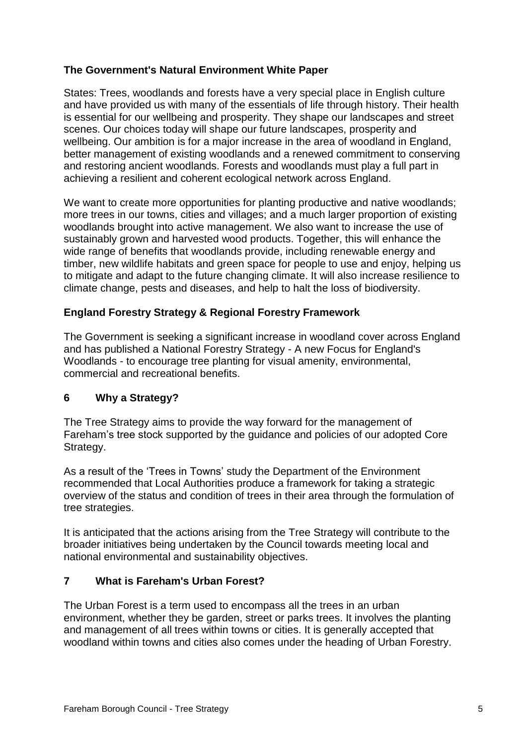**The Government's Natural Environment White Paper**

States: Trees, woodlands and forests have a very special place in English culture and have provided us with many of the essentials of life through history. Their health is essential for our wellbeing and prosperity. They shape our landscapes and street scenes. Our choices today will shape our future landscapes, prosperity and wellbeing. Our ambition is for a major increase in the area of woodland in England, better management of existing woodlands and a renewed commitment to conserving and restoring ancient woodlands. Forests and woodlands must play a full part in achieving a resilient and coherent ecological network across England.

We want to create more opportunities for planting productive and native woodlands; more trees in our towns, cities and villages; and a much larger proportion of existing woodlands brought into active management. We also want to increase the use of sustainably grown and harvested wood products. Together, this will enhance the wide range of benefits that woodlands provide, including renewable energy and timber, new wildlife habitats and green space for people to use and enjoy, helping us to mitigate and adapt to the future changing climate. It will also increase resilience to climate change, pests and diseases, and help to halt the loss of biodiversity.

**England Forestry Strategy & Regional Forestry Framework**

The Government is seeking a significant increase in woodland cover across England and has published a National Forestry Strategy - A new Focus for England's Woodlands - to encourage tree planting for visual amenity, environmental, commercial and recreational benefits.

## 6 Why a Strategy?

The Tree Strategy aims to provide the way forward for the management of Fareham's tree stock supported by the guidance and policies of our adopted Core Strategy.

As a result of the 'Trees in Towns' study the Department of the Environment recommended that Local Authorities produce a framework for taking a strategic overview of the status and condition of trees in their area through the formulation of tree strategies.

It is anticipated that the actions arising from the Tree Strategy will contribute to the broader initiatives being undertaken by the Council towards meeting local and national environmental and sustainability objectives.

## 7 What is Fareham's Urban Forest?

The Urban Forest is a term used to encompass all the trees in an urban environment, whether they be garden, street or parks trees. It involves the planting and management of all trees within towns or cities. It is generally accepted that woodland within towns and cities also comes under the heading of Urban Forestry.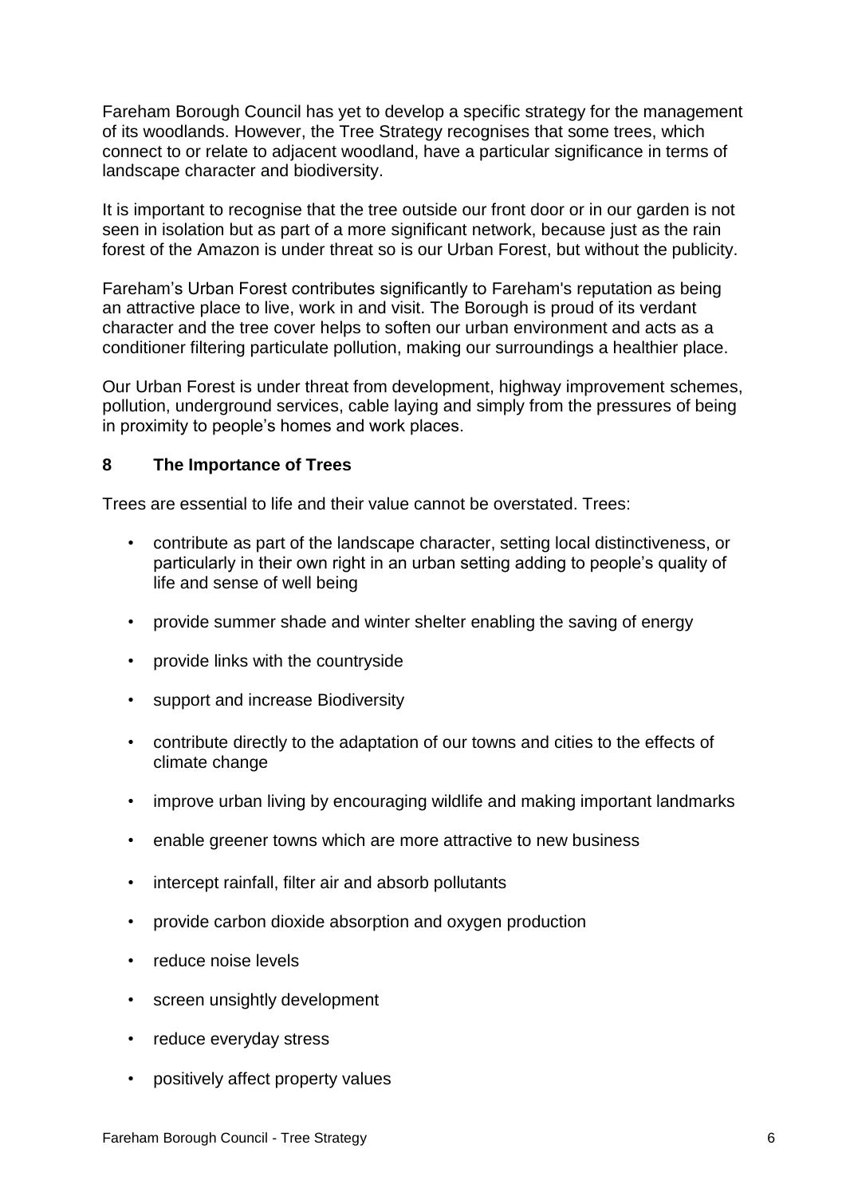Fareham Borough Council has yet to develop a specific strategy for the management of its woodlands. However, the Tree Strategy recognises that some trees, which connect to or relate to adjacent woodland, have a particular significance in terms of landscape character and biodiversity.

It is important to recognise that the tree outside our front door or in our garden is not seen in isolation but as part of a more significant network, because just as the rain forest of the Amazon is under threat so is our Urban Forest, but without the publicity.

Fareham's Urban Forest contributes significantly to Fareham's reputation as being an attractive place to live, work in and visit. The Borough is proud of its verdant character and the tree cover helps to soften our urban environment and acts as a conditioner filtering particulate pollution, making our surroundings a healthier place.

Our Urban Forest is under threat from development, highway improvement schemes, pollution, underground services, cable laying and simply from the pressures of being in proximity to people's homes and work places.

## 8 The Importance of Trees

Trees are essential to life and their value cannot be overstated. Trees:

- contribute as part of the landscape character, setting local distinctiveness, or particularly in their own right in an urban setting adding to people's quality of life and sense of well being
- provide summer shade and winter shelter enabling the saving of energy
- provide links with the countryside
- support and increase Biodiversity
- contribute directly to the adaptation of our towns and cities to the effects of climate change
- improve urban living by encouraging wildlife and making important landmarks
- enable greener towns which are more attractive to new business
- intercept rainfall, filter air and absorb pollutants
- provide carbon dioxide absorption and oxygen production
- reduce noise levels
- screen unsightly development
- reduce everyday stress
- positively affect property values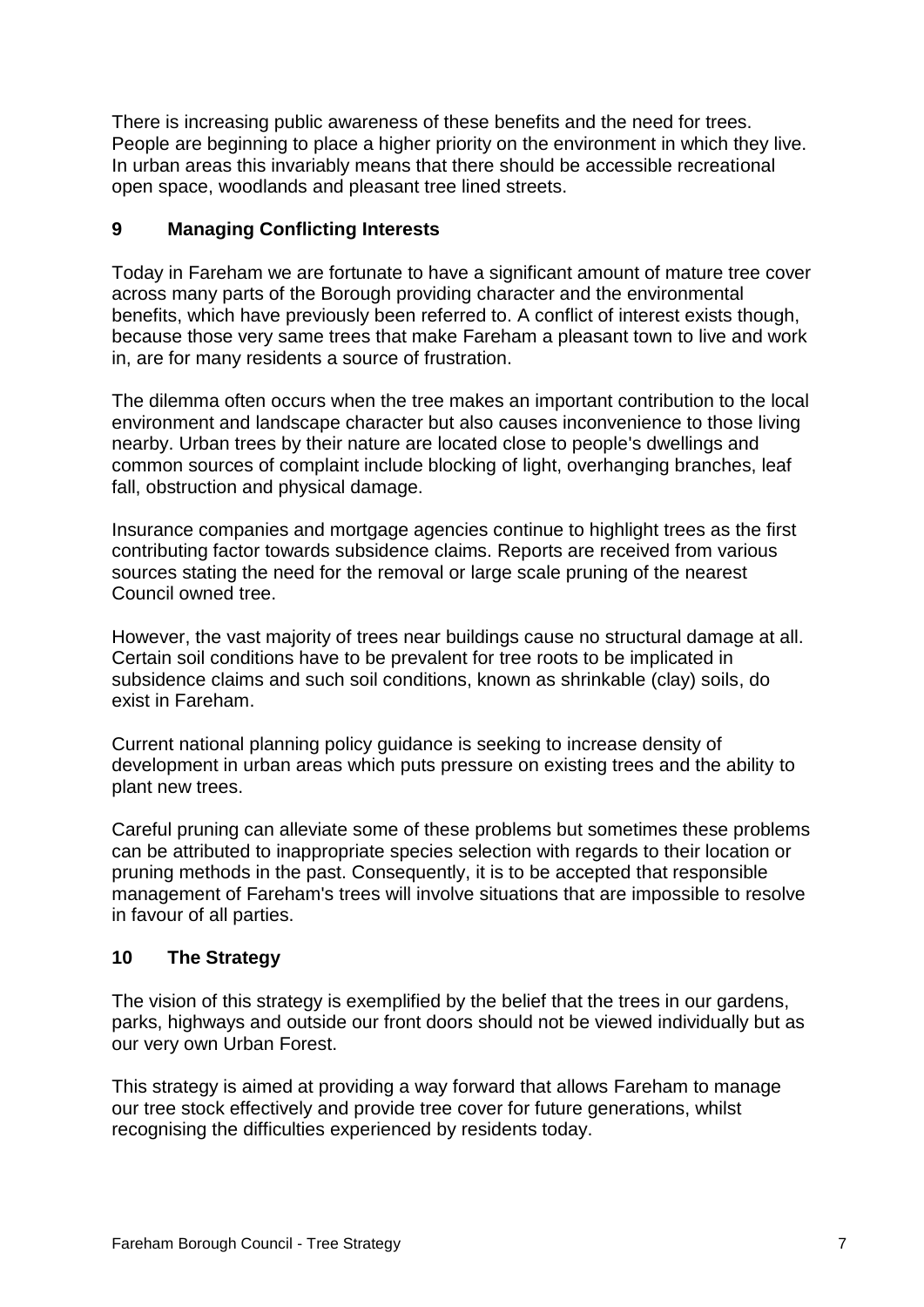There is increasing public awareness of these benefits and the need for trees. People are beginning to place a higher priority on the environment in which they live. In urban areas this invariably means that there should be accessible recreational open space, woodlands and pleasant tree lined streets.

## 9 Managing Conflicting Interests

Today in Fareham we are fortunate to have a significant amount of mature tree cover across many parts of the Borough providing character and the environmental benefits, which have previously been referred to. A conflict of interest exists though, because those very same trees that make Fareham a pleasant town to live and work in, are for many residents a source of frustration.

The dilemma often occurs when the tree makes an important contribution to the local environment and landscape character but also causes inconvenience to those living nearby. Urban trees by their nature are located close to people's dwellings and common sources of complaint include blocking of light, overhanging branches, leaf fall, obstruction and physical damage.

Insurance companies and mortgage agencies continue to highlight trees as the first contributing factor towards subsidence claims. Reports are received from various sources stating the need for the removal or large scale pruning of the nearest Council owned tree.

However, the vast majority of trees near buildings cause no structural damage at all. Certain soil conditions have to be prevalent for tree roots to be implicated in subsidence claims and such soil conditions, known as shrinkable (clay) soils, do exist in Fareham.

Current national planning policy guidance is seeking to increase density of development in urban areas which puts pressure on existing trees and the ability to plant new trees.

Careful pruning can alleviate some of these problems but sometimes these problems can be attributed to inappropriate species selection with regards to their location or pruning methods in the past. Consequently, it is to be accepted that responsible management of Fareham's trees will involve situations that are impossible to resolve in favour of all parties.

## 10 The Strategy

The vision of this strategy is exemplified by the belief that the trees in our gardens, parks, highways and outside our front doors should not be viewed individually but as our very own Urban Forest.

This strategy is aimed at providing a way forward that allows Fareham to manage our tree stock effectively and provide tree cover for future generations, whilst recognising the difficulties experienced by residents today.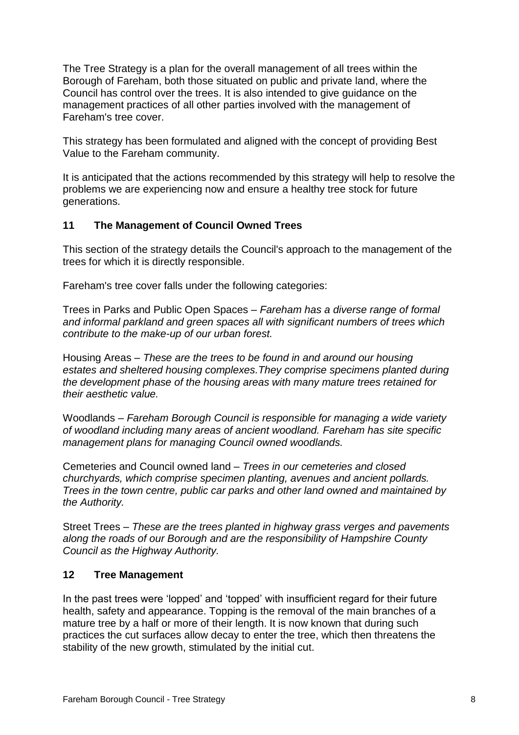The Tree Strategy is a plan for the overall management of all trees within the Borough of Fareham, both those situated on public and private land, where the Council has control over the trees. It is also intended to give guidance on the management practices of all other parties involved with the management of Fareham's tree cover.

This strategy has been formulated and aligned with the concept of providing Best Value to the Fareham community.

It is anticipated that the actions recommended by this strategy will help to resolve the problems we are experiencing now and ensure a healthy tree stock for future generations.

## 11 The Management of Council Owned Trees

This section of the strategy details the Council's approach to the management of the trees for which it is directly responsible.

Fareham's tree cover falls under the following categories:

Trees in Parks and Public Open Spaces – *Fareham has a diverse range of formal and informal parkland and green spaces all with significant numbers of trees which contribute to the make-up of our urban forest.*

Housing Areas – *These are the trees to be found in and around our housing estates and sheltered housing complexes.They comprise specimens planted during the development phase of the housing areas with many mature trees retained for their aesthetic value.*

Woodlands – *Fareham Borough Council is responsible for managing a wide variety of woodland including many areas of ancient woodland. Fareham has site specific management plans for managing Council owned woodlands.*

Cemeteries and Council owned land – *Trees in our cemeteries and closed churchyards, which comprise specimen planting, avenues and ancient pollards. Trees in the town centre, public car parks and other land owned and maintained by the Authority.*

Street Trees – *These are the trees planted in highway grass verges and pavements along the roads of our Borough and are the responsibility of Hampshire County Council as the Highway Authority.*

## 12 Tree Management

In the past trees were 'lopped' and 'topped' with insufficient regard for their future health, safety and appearance. Topping is the removal of the main branches of a mature tree by a half or more of their length. It is now known that during such practices the cut surfaces allow decay to enter the tree, which then threatens the stability of the new growth, stimulated by the initial cut.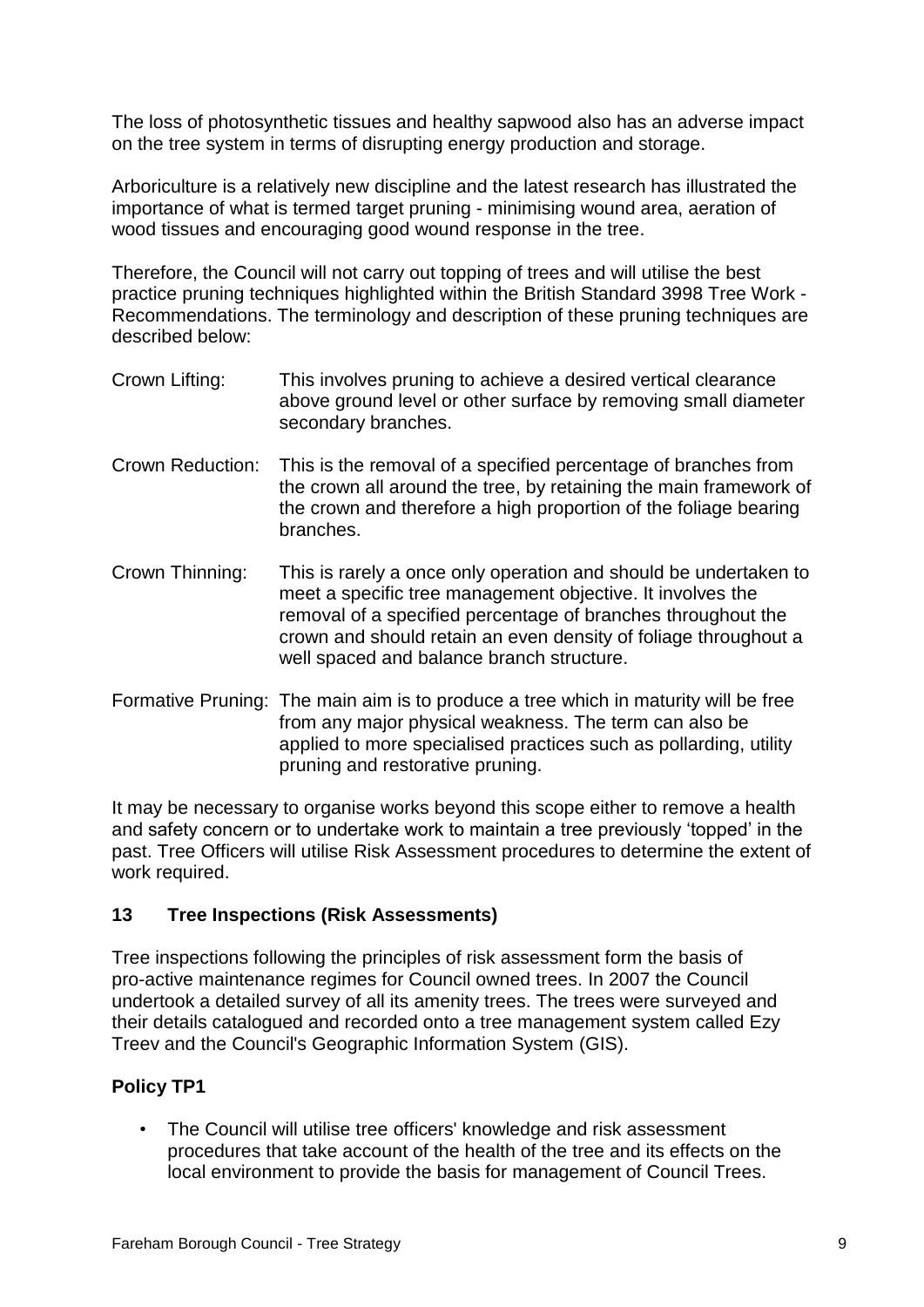The loss of photosynthetic tissues and healthy sapwood also has an adverse impact on the tree system in terms of disrupting energy production and storage.

Arboriculture is a relatively new discipline and the latest research has illustrated the importance of what is termed target pruning - minimising wound area, aeration of wood tissues and encouraging good wound response in the tree.

Therefore, the Council will not carry out topping of trees and will utilise the best practice pruning techniques highlighted within the British Standard 3998 Tree Work - Recommendations. The terminology and description of these pruning techniques are described below:

Crown Lifting: This involves pruning to achieve a desired vertical clearance above ground level or other surface by removing small diameter secondary branches.

Crown Reduction: This is the removal of a specified percentage of branches from the crown all around the tree, by retaining the main framework of the crown and therefore a high proportion of the foliage bearing branches.

Crown Thinning: This is rarely a once only operation and should be undertaken to meet a specific tree management objective. It involves the removal of a specified percentage of branches throughout the crown and should retain an even density of foliage throughout a well spaced and balance branch structure.

Formative Pruning: The main aim is to produce a tree which in maturity will be free from any major physical weakness. The term can also be applied to more specialised practices such as pollarding, utility pruning and restorative pruning.

It may be necessary to organise works beyond this scope either to remove a health and safety concern or to undertake work to maintain a tree previously 'topped' in the past. Tree Officers will utilise Risk Assessment procedures to determine the extent of work required.

## 13 Tree Inspections (Risk Assessments)

Tree inspections following the principles of risk assessment form the basis of pro-active maintenance regimes for Council owned trees. In 2007 the Council undertook a detailed survey of all its amenity trees. The trees were surveyed and their details catalogued and recorded onto a tree management system called Ezy Treev and the Council's Geographic Information System (GIS).

### Policy TP1

- The Council will utilise tree officers' knowledge and risk assessment procedures that take account of the health of the tree and its effects on the local environment to provide the basis for management of Council Trees.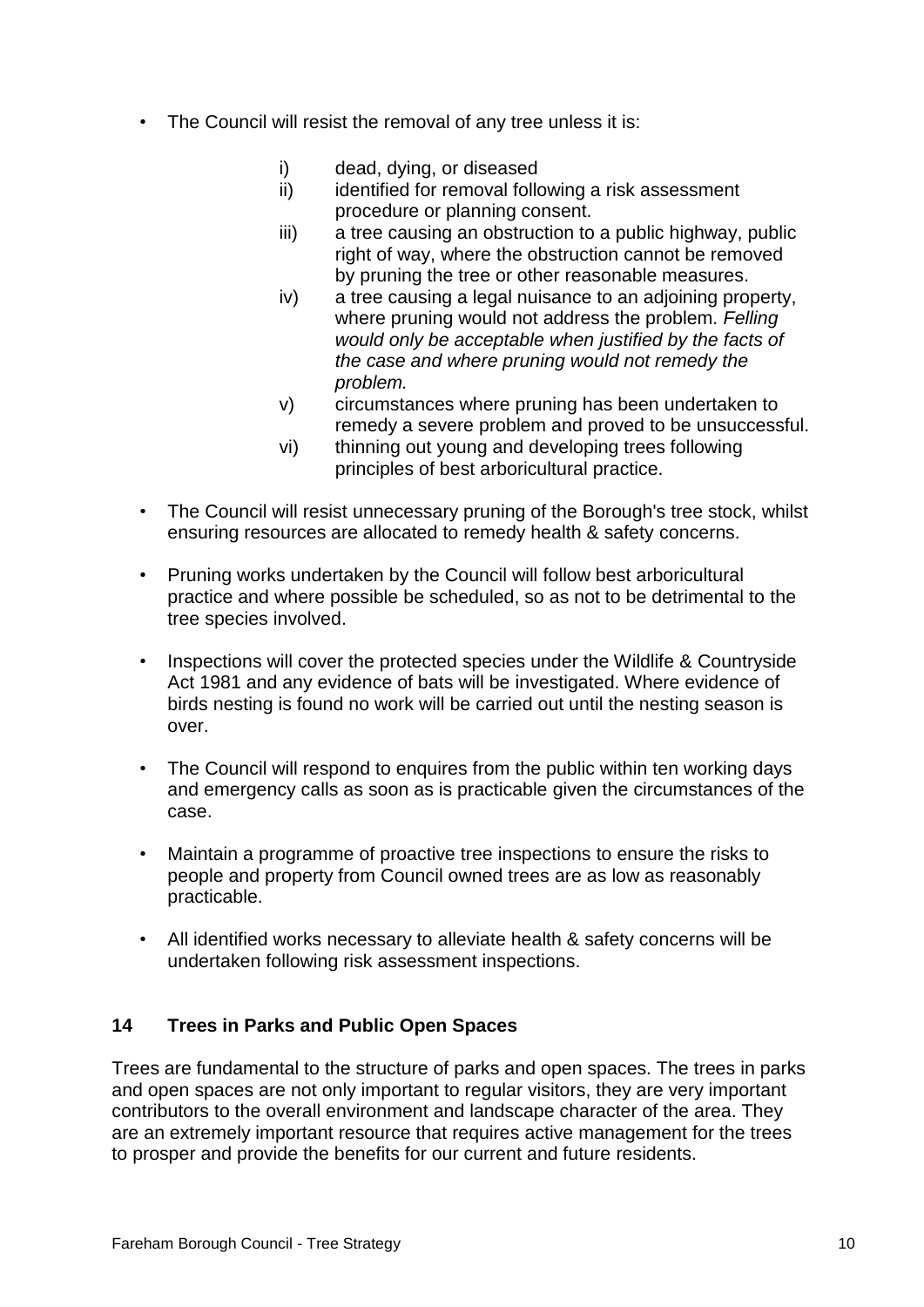- The Council will resist the removal of any tree unless it is:

  i) dead, dying, or diseased
  ii) identified for removal following a risk assessment procedure or planning consent.
  iii) a tree causing an obstruction to a public highway, public right of way, where the obstruction cannot be removed by pruning the tree or other reasonable measures.
  iv) a tree causing a legal nuisance to an adjoining property, where pruning would not address the problem. *Felling would only be acceptable when justified by the facts of the case and where pruning would not remedy the problem.*
  v) circumstances where pruning has been undertaken to remedy a severe problem and proved to be unsuccessful.
  vi) thinning out young and developing trees following principles of best arboricultural practice.

- The Council will resist unnecessary pruning of the Borough's tree stock, whilst ensuring resources are allocated to remedy health & safety concerns.

- Pruning works undertaken by the Council will follow best arboricultural practice and where possible be scheduled, so as not to be detrimental to the tree species involved.

- Inspections will cover the protected species under the Wildlife & Countryside Act 1981 and any evidence of bats will be investigated. Where evidence of birds nesting is found no work will be carried out until the nesting season is over.

- The Council will respond to enquires from the public within ten working days and emergency calls as soon as is practicable given the circumstances of the case.

- Maintain a programme of proactive tree inspections to ensure the risks to people and property from Council owned trees are as low as reasonably practicable.

- All identified works necessary to alleviate health & safety concerns will be undertaken following risk assessment inspections.

## 14 Trees in Parks and Public Open Spaces

Trees are fundamental to the structure of parks and open spaces. The trees in parks and open spaces are not only important to regular visitors, they are very important contributors to the overall environment and landscape character of the area. They are an extremely important resource that requires active management for the trees to prosper and provide the benefits for our current and future residents.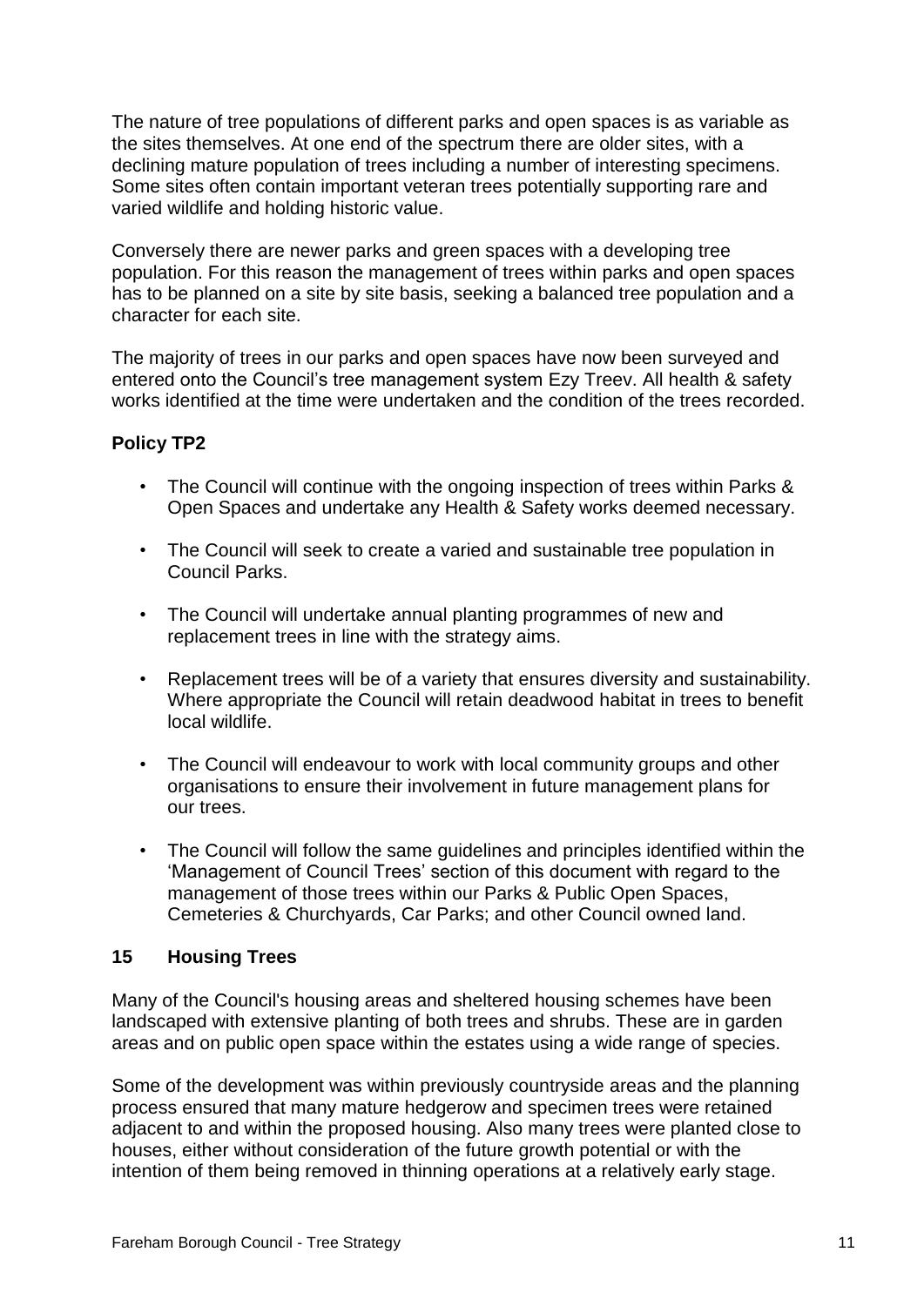The nature of tree populations of different parks and open spaces is as variable as the sites themselves. At one end of the spectrum there are older sites, with a declining mature population of trees including a number of interesting specimens. Some sites often contain important veteran trees potentially supporting rare and varied wildlife and holding historic value.

Conversely there are newer parks and green spaces with a developing tree population. For this reason the management of trees within parks and open spaces has to be planned on a site by site basis, seeking a balanced tree population and a character for each site.

The majority of trees in our parks and open spaces have now been surveyed and entered onto the Council's tree management system Ezy Treev. All health & safety works identified at the time were undertaken and the condition of the trees recorded.

**Policy TP2**

- The Council will continue with the ongoing inspection of trees within Parks & Open Spaces and undertake any Health & Safety works deemed necessary.
- The Council will seek to create a varied and sustainable tree population in Council Parks.
- The Council will undertake annual planting programmes of new and replacement trees in line with the strategy aims.
- Replacement trees will be of a variety that ensures diversity and sustainability. Where appropriate the Council will retain deadwood habitat in trees to benefit local wildlife.
- The Council will endeavour to work with local community groups and other organisations to ensure their involvement in future management plans for our trees.
- The Council will follow the same guidelines and principles identified within the 'Management of Council Trees' section of this document with regard to the management of those trees within our Parks & Public Open Spaces, Cemeteries & Churchyards, Car Parks; and other Council owned land.

## 15 Housing Trees

Many of the Council's housing areas and sheltered housing schemes have been landscaped with extensive planting of both trees and shrubs. These are in garden areas and on public open space within the estates using a wide range of species.

Some of the development was within previously countryside areas and the planning process ensured that many mature hedgerow and specimen trees were retained adjacent to and within the proposed housing. Also many trees were planted close to houses, either without consideration of the future growth potential or with the intention of them being removed in thinning operations at a relatively early stage.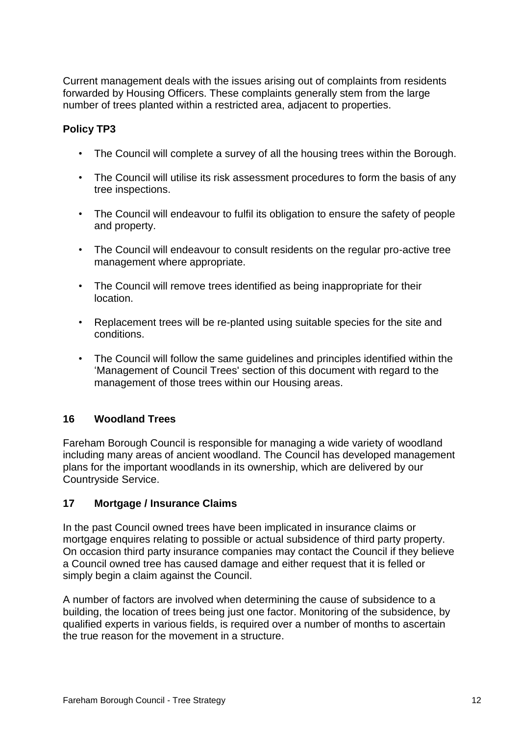Current management deals with the issues arising out of complaints from residents forwarded by Housing Officers. These complaints generally stem from the large number of trees planted within a restricted area, adjacent to properties.

**Policy TP3**

- The Council will complete a survey of all the housing trees within the Borough.
- The Council will utilise its risk assessment procedures to form the basis of any tree inspections.
- The Council will endeavour to fulfil its obligation to ensure the safety of people and property.
- The Council will endeavour to consult residents on the regular pro-active tree management where appropriate.
- The Council will remove trees identified as being inappropriate for their location.
- Replacement trees will be re-planted using suitable species for the site and conditions.
- The Council will follow the same guidelines and principles identified within the 'Management of Council Trees' section of this document with regard to the management of those trees within our Housing areas.

## 16 Woodland Trees

Fareham Borough Council is responsible for managing a wide variety of woodland including many areas of ancient woodland. The Council has developed management plans for the important woodlands in its ownership, which are delivered by our Countryside Service.

## 17 Mortgage / Insurance Claims

In the past Council owned trees have been implicated in insurance claims or mortgage enquires relating to possible or actual subsidence of third party property. On occasion third party insurance companies may contact the Council if they believe a Council owned tree has caused damage and either request that it is felled or simply begin a claim against the Council.

A number of factors are involved when determining the cause of subsidence to a building, the location of trees being just one factor. Monitoring of the subsidence, by qualified experts in various fields, is required over a number of months to ascertain the true reason for the movement in a structure.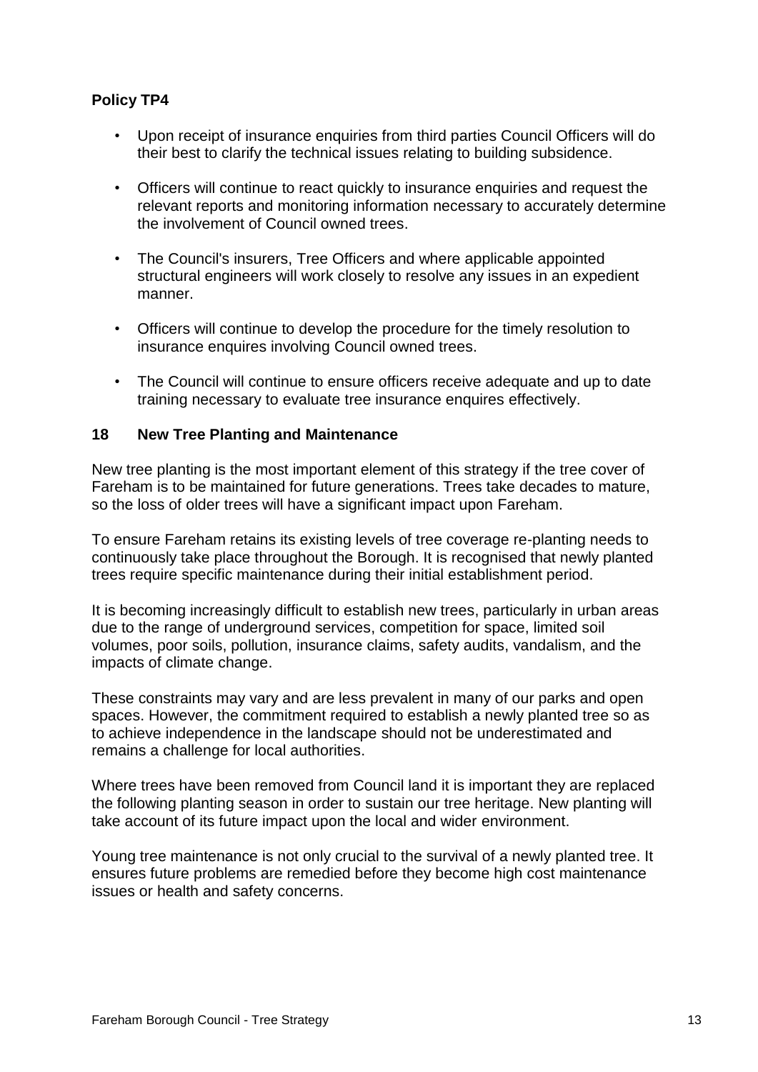**Policy TP4**

- Upon receipt of insurance enquiries from third parties Council Officers will do their best to clarify the technical issues relating to building subsidence.
- Officers will continue to react quickly to insurance enquiries and request the relevant reports and monitoring information necessary to accurately determine the involvement of Council owned trees.
- The Council's insurers, Tree Officers and where applicable appointed structural engineers will work closely to resolve any issues in an expedient manner.
- Officers will continue to develop the procedure for the timely resolution to insurance enquires involving Council owned trees.
- The Council will continue to ensure officers receive adequate and up to date training necessary to evaluate tree insurance enquires effectively.

## 18 New Tree Planting and Maintenance

New tree planting is the most important element of this strategy if the tree cover of Fareham is to be maintained for future generations. Trees take decades to mature, so the loss of older trees will have a significant impact upon Fareham.

To ensure Fareham retains its existing levels of tree coverage re-planting needs to continuously take place throughout the Borough. It is recognised that newly planted trees require specific maintenance during their initial establishment period.

It is becoming increasingly difficult to establish new trees, particularly in urban areas due to the range of underground services, competition for space, limited soil volumes, poor soils, pollution, insurance claims, safety audits, vandalism, and the impacts of climate change.

These constraints may vary and are less prevalent in many of our parks and open spaces. However, the commitment required to establish a newly planted tree so as to achieve independence in the landscape should not be underestimated and remains a challenge for local authorities.

Where trees have been removed from Council land it is important they are replaced the following planting season in order to sustain our tree heritage. New planting will take account of its future impact upon the local and wider environment.

Young tree maintenance is not only crucial to the survival of a newly planted tree. It ensures future problems are remedied before they become high cost maintenance issues or health and safety concerns.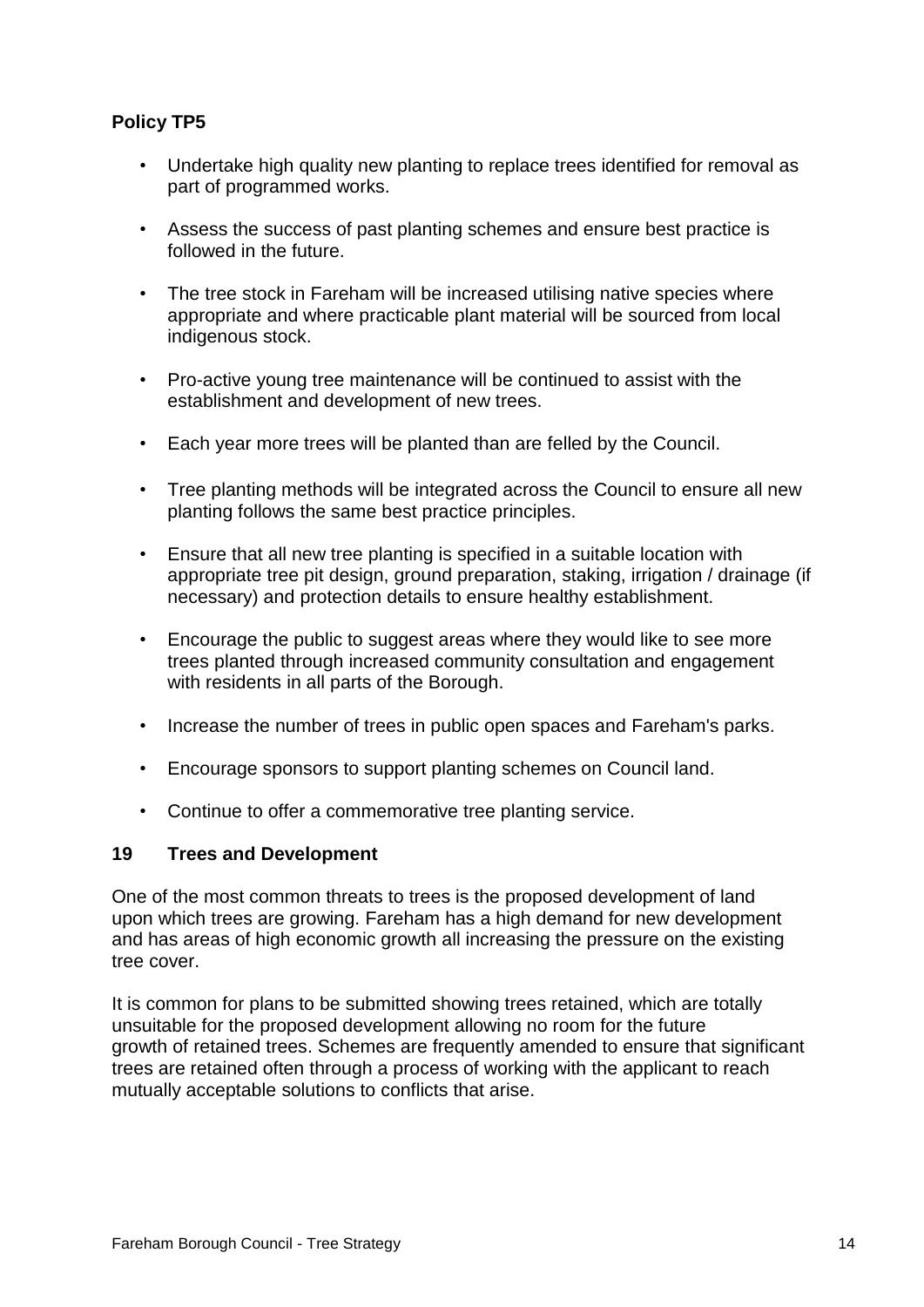**Policy TP5**

- Undertake high quality new planting to replace trees identified for removal as part of programmed works.
- Assess the success of past planting schemes and ensure best practice is followed in the future.
- The tree stock in Fareham will be increased utilising native species where appropriate and where practicable plant material will be sourced from local indigenous stock.
- Pro-active young tree maintenance will be continued to assist with the establishment and development of new trees.
- Each year more trees will be planted than are felled by the Council.
- Tree planting methods will be integrated across the Council to ensure all new planting follows the same best practice principles.
- Ensure that all new tree planting is specified in a suitable location with appropriate tree pit design, ground preparation, staking, irrigation / drainage (if necessary) and protection details to ensure healthy establishment.
- Encourage the public to suggest areas where they would like to see more trees planted through increased community consultation and engagement with residents in all parts of the Borough.
- Increase the number of trees in public open spaces and Fareham's parks.
- Encourage sponsors to support planting schemes on Council land.
- Continue to offer a commemorative tree planting service.

## 19 Trees and Development

One of the most common threats to trees is the proposed development of land upon which trees are growing. Fareham has a high demand for new development and has areas of high economic growth all increasing the pressure on the existing tree cover.

It is common for plans to be submitted showing trees retained, which are totally unsuitable for the proposed development allowing no room for the future growth of retained trees. Schemes are frequently amended to ensure that significant trees are retained often through a process of working with the applicant to reach mutually acceptable solutions to conflicts that arise.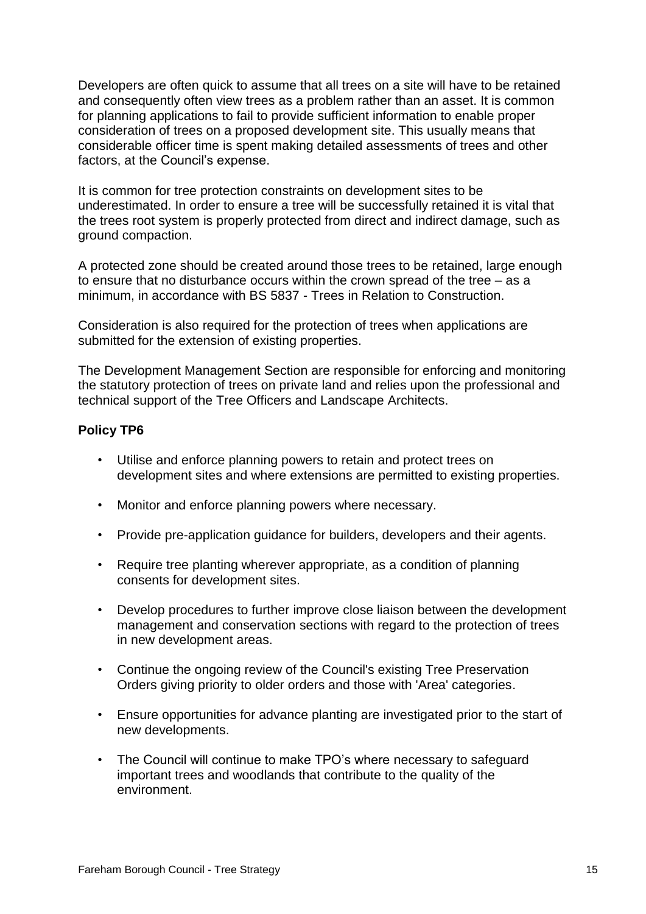Developers are often quick to assume that all trees on a site will have to be retained and consequently often view trees as a problem rather than an asset. It is common for planning applications to fail to provide sufficient information to enable proper consideration of trees on a proposed development site. This usually means that considerable officer time is spent making detailed assessments of trees and other factors, at the Council's expense.

It is common for tree protection constraints on development sites to be underestimated. In order to ensure a tree will be successfully retained it is vital that the trees root system is properly protected from direct and indirect damage, such as ground compaction.

A protected zone should be created around those trees to be retained, large enough to ensure that no disturbance occurs within the crown spread of the tree – as a minimum, in accordance with BS 5837 - Trees in Relation to Construction.

Consideration is also required for the protection of trees when applications are submitted for the extension of existing properties.

The Development Management Section are responsible for enforcing and monitoring the statutory protection of trees on private land and relies upon the professional and technical support of the Tree Officers and Landscape Architects.

**Policy TP6**

- Utilise and enforce planning powers to retain and protect trees on development sites and where extensions are permitted to existing properties.
- Monitor and enforce planning powers where necessary.
- Provide pre-application guidance for builders, developers and their agents.
- Require tree planting wherever appropriate, as a condition of planning consents for development sites.
- Develop procedures to further improve close liaison between the development management and conservation sections with regard to the protection of trees in new development areas.
- Continue the ongoing review of the Council's existing Tree Preservation Orders giving priority to older orders and those with 'Area' categories.
- Ensure opportunities for advance planting are investigated prior to the start of new developments.
- The Council will continue to make TPO's where necessary to safeguard important trees and woodlands that contribute to the quality of the environment.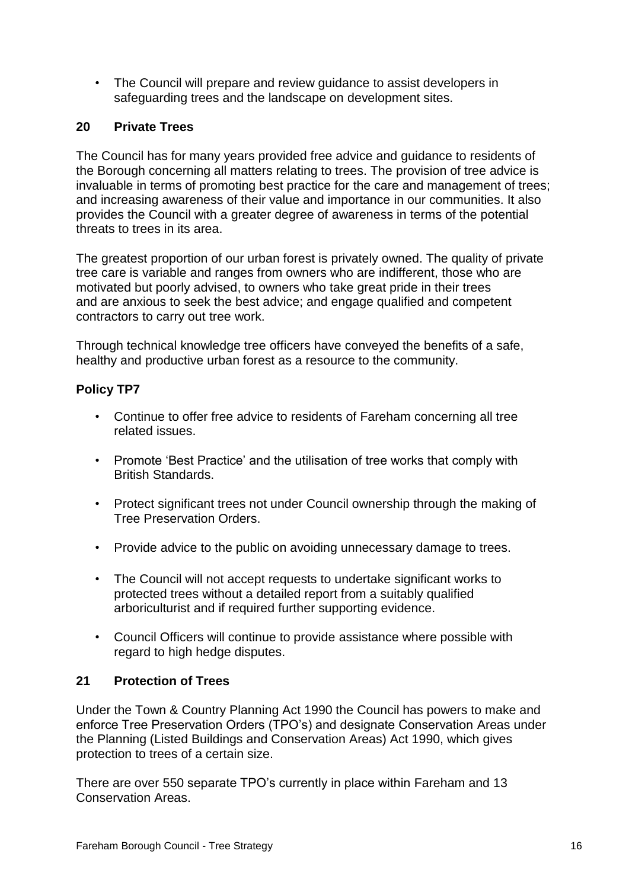- The Council will prepare and review guidance to assist developers in safeguarding trees and the landscape on development sites.

## 20 Private Trees

The Council has for many years provided free advice and guidance to residents of the Borough concerning all matters relating to trees. The provision of tree advice is invaluable in terms of promoting best practice for the care and management of trees; and increasing awareness of their value and importance in our communities. It also provides the Council with a greater degree of awareness in terms of the potential threats to trees in its area.

The greatest proportion of our urban forest is privately owned. The quality of private tree care is variable and ranges from owners who are indifferent, those who are motivated but poorly advised, to owners who take great pride in their trees and are anxious to seek the best advice; and engage qualified and competent contractors to carry out tree work.

Through technical knowledge tree officers have conveyed the benefits of a safe, healthy and productive urban forest as a resource to the community.

### Policy TP7

- Continue to offer free advice to residents of Fareham concerning all tree related issues.
- Promote 'Best Practice' and the utilisation of tree works that comply with British Standards.
- Protect significant trees not under Council ownership through the making of Tree Preservation Orders.
- Provide advice to the public on avoiding unnecessary damage to trees.
- The Council will not accept requests to undertake significant works to protected trees without a detailed report from a suitably qualified arboriculturist and if required further supporting evidence.
- Council Officers will continue to provide assistance where possible with regard to high hedge disputes.

## 21 Protection of Trees

Under the Town & Country Planning Act 1990 the Council has powers to make and enforce Tree Preservation Orders (TPO's) and designate Conservation Areas under the Planning (Listed Buildings and Conservation Areas) Act 1990, which gives protection to trees of a certain size.

There are over 550 separate TPO's currently in place within Fareham and 13 Conservation Areas.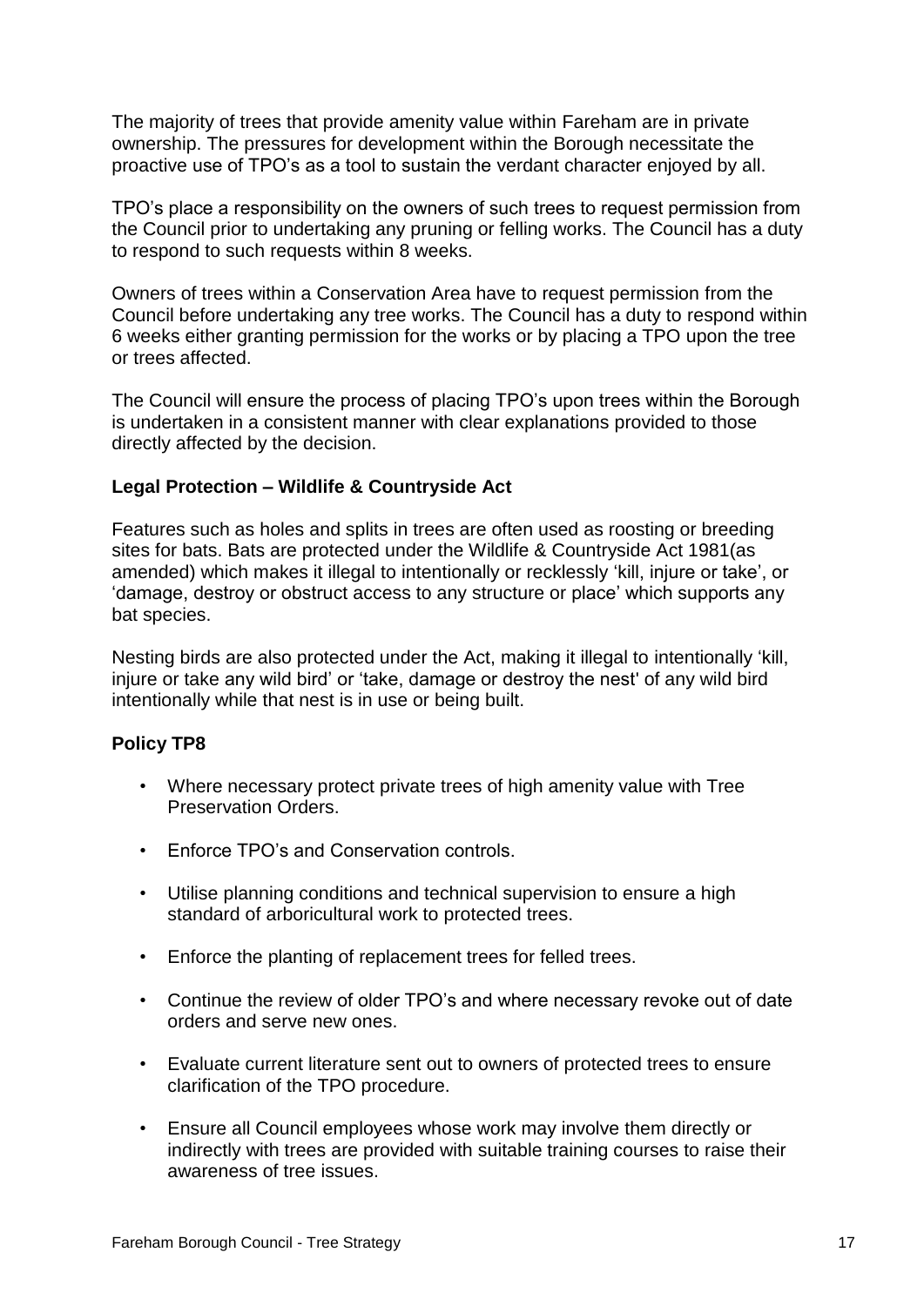The majority of trees that provide amenity value within Fareham are in private ownership. The pressures for development within the Borough necessitate the proactive use of TPO's as a tool to sustain the verdant character enjoyed by all.

TPO's place a responsibility on the owners of such trees to request permission from the Council prior to undertaking any pruning or felling works. The Council has a duty to respond to such requests within 8 weeks.

Owners of trees within a Conservation Area have to request permission from the Council before undertaking any tree works. The Council has a duty to respond within 6 weeks either granting permission for the works or by placing a TPO upon the tree or trees affected.

The Council will ensure the process of placing TPO's upon trees within the Borough is undertaken in a consistent manner with clear explanations provided to those directly affected by the decision.

**Legal Protection – Wildlife & Countryside Act**

Features such as holes and splits in trees are often used as roosting or breeding sites for bats. Bats are protected under the Wildlife & Countryside Act 1981(as amended) which makes it illegal to intentionally or recklessly 'kill, injure or take', or 'damage, destroy or obstruct access to any structure or place' which supports any bat species.

Nesting birds are also protected under the Act, making it illegal to intentionally 'kill, injure or take any wild bird' or 'take, damage or destroy the nest' of any wild bird intentionally while that nest is in use or being built.

**Policy TP8**

- Where necessary protect private trees of high amenity value with Tree Preservation Orders.
- Enforce TPO's and Conservation controls.
- Utilise planning conditions and technical supervision to ensure a high standard of arboricultural work to protected trees.
- Enforce the planting of replacement trees for felled trees.
- Continue the review of older TPO's and where necessary revoke out of date orders and serve new ones.
- Evaluate current literature sent out to owners of protected trees to ensure clarification of the TPO procedure.
- Ensure all Council employees whose work may involve them directly or indirectly with trees are provided with suitable training courses to raise their awareness of tree issues.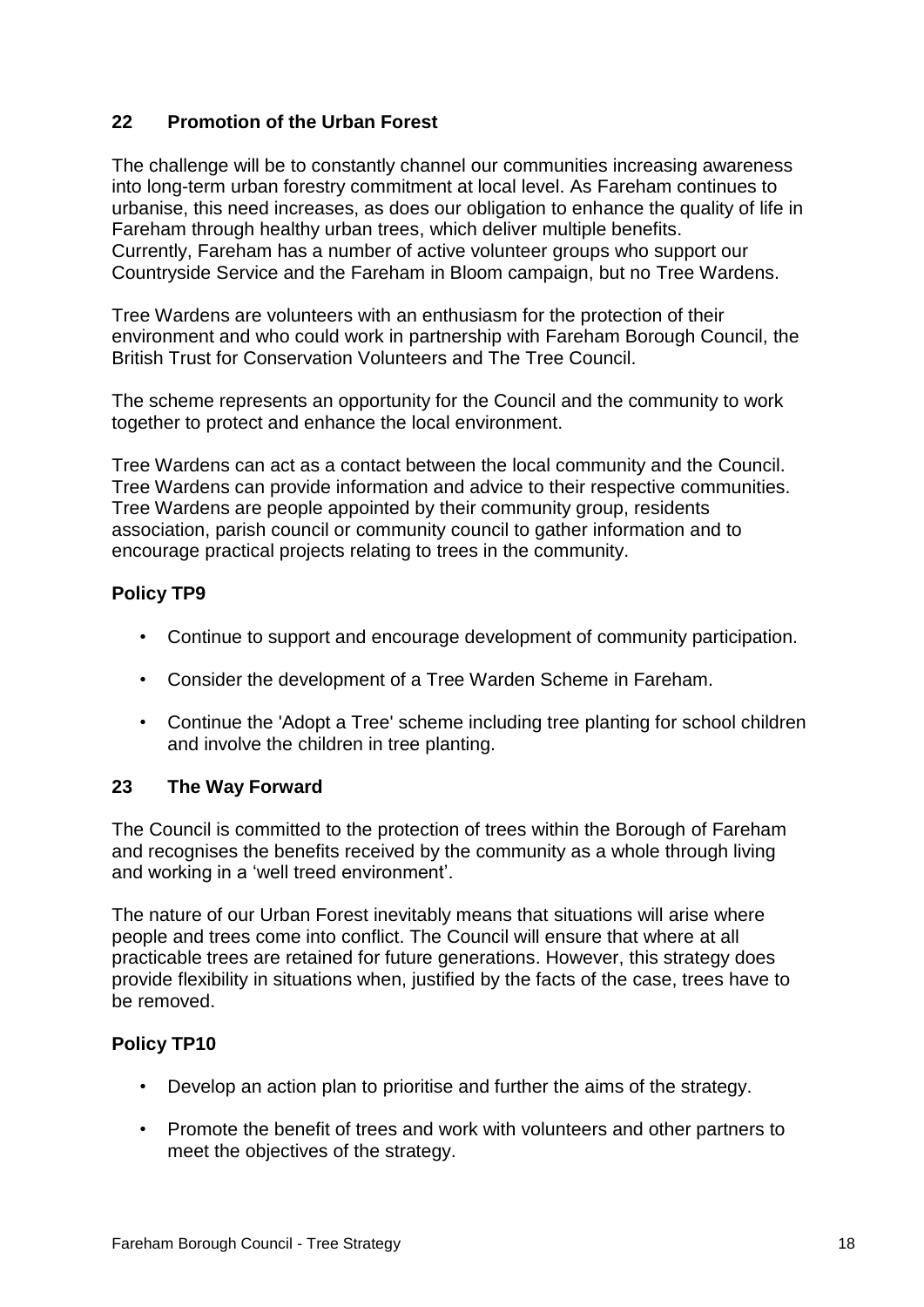## 22 Promotion of the Urban Forest

The challenge will be to constantly channel our communities increasing awareness into long-term urban forestry commitment at local level. As Fareham continues to urbanise, this need increases, as does our obligation to enhance the quality of life in Fareham through healthy urban trees, which deliver multiple benefits. Currently, Fareham has a number of active volunteer groups who support our Countryside Service and the Fareham in Bloom campaign, but no Tree Wardens.

Tree Wardens are volunteers with an enthusiasm for the protection of their environment and who could work in partnership with Fareham Borough Council, the British Trust for Conservation Volunteers and The Tree Council.

The scheme represents an opportunity for the Council and the community to work together to protect and enhance the local environment.

Tree Wardens can act as a contact between the local community and the Council. Tree Wardens can provide information and advice to their respective communities. Tree Wardens are people appointed by their community group, residents association, parish council or community council to gather information and to encourage practical projects relating to trees in the community.

### Policy TP9

- Continue to support and encourage development of community participation.
- Consider the development of a Tree Warden Scheme in Fareham.
- Continue the 'Adopt a Tree' scheme including tree planting for school children and involve the children in tree planting.

## 23 The Way Forward

The Council is committed to the protection of trees within the Borough of Fareham and recognises the benefits received by the community as a whole through living and working in a 'well treed environment'.

The nature of our Urban Forest inevitably means that situations will arise where people and trees come into conflict. The Council will ensure that where at all practicable trees are retained for future generations. However, this strategy does provide flexibility in situations when, justified by the facts of the case, trees have to be removed.

### Policy TP10

- Develop an action plan to prioritise and further the aims of the strategy.
- Promote the benefit of trees and work with volunteers and other partners to meet the objectives of the strategy.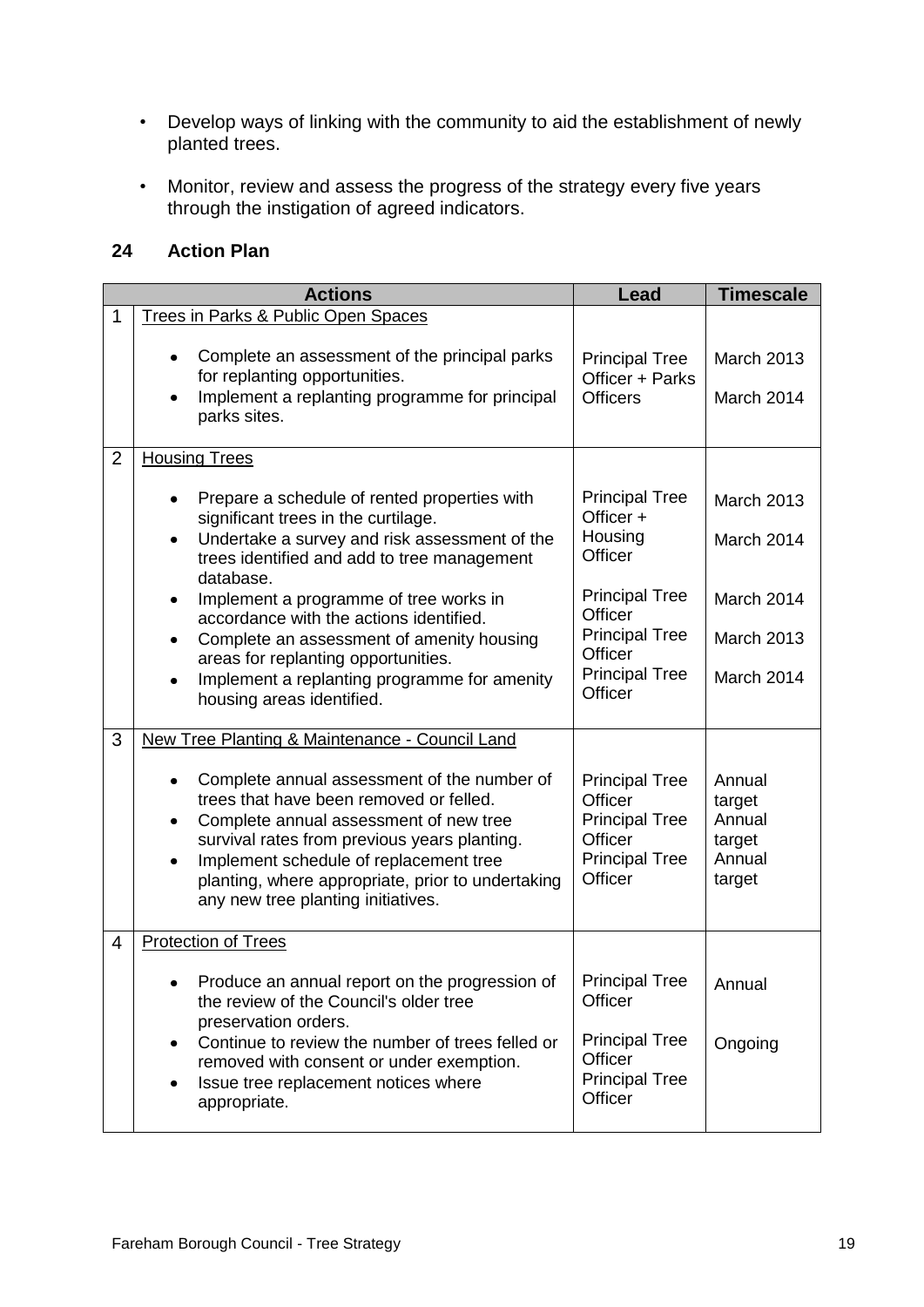- Develop ways of linking with the community to aid the establishment of newly planted trees.
- Monitor, review and assess the progress of the strategy every five years through the instigation of agreed indicators.

## 24 Action Plan

| | Actions | Lead | Timescale |
|---|---|---|---|
| 1 | Trees in Parks & Public Open Spaces | | |
| | • Complete an assessment of the principal parks for replanting opportunities. | Principal Tree Officer + Parks Officers | March 2013 |
| | • Implement a replanting programme for principal parks sites. | | March 2014 |
| 2 | Housing Trees | | |
| | • Prepare a schedule of rented properties with significant trees in the curtilage. | Principal Tree Officer + Housing Officer | March 2013 |
| | • Undertake a survey and risk assessment of the trees identified and add to tree management database. | | March 2014 |
| | • Implement a programme of tree works in accordance with the actions identified. | Principal Tree Officer | March 2014 |
| | • Complete an assessment of amenity housing areas for replanting opportunities. | Principal Tree Officer | March 2013 |
| | • Implement a replanting programme for amenity housing areas identified. | Principal Tree Officer | March 2014 |
| 3 | New Tree Planting & Maintenance - Council Land | | |
| | • Complete annual assessment of the number of trees that have been removed or felled. | Principal Tree Officer | Annual target |
| | • Complete annual assessment of new tree survival rates from previous years planting. | Principal Tree Officer | Annual target |
| | • Implement schedule of replacement tree planting, where appropriate, prior to undertaking any new tree planting initiatives. | Principal Tree Officer | Annual target |
| 4 | Protection of Trees | | |
| | • Produce an annual report on the progression of the review of the Council's older tree preservation orders. | Principal Tree Officer | Annual |
| | • Continue to review the number of trees felled or removed with consent or under exemption. | Principal Tree Officer | Ongoing |
| | • Issue tree replacement notices where appropriate. | Principal Tree Officer | |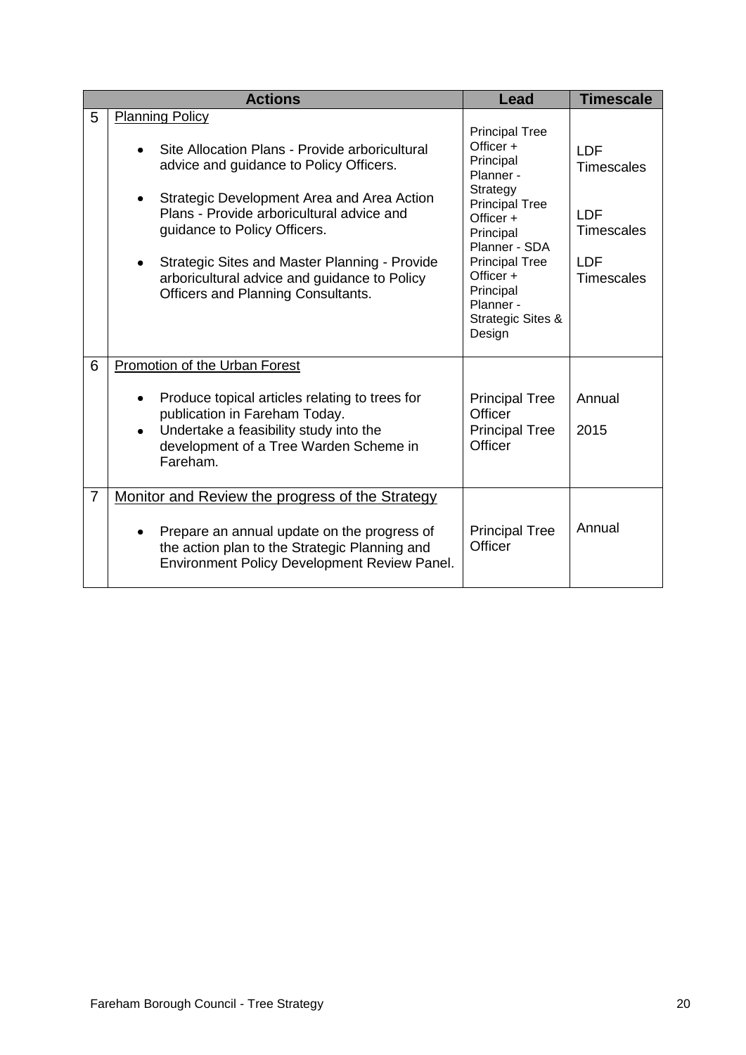| | Actions | Lead | Timescale |
|---|---|---|---|
| 5 | Planning Policy<br><br>• Site Allocation Plans - Provide arboricultural advice and guidance to Policy Officers.<br>• Strategic Development Area and Area Action Plans - Provide arboricultural advice and guidance to Policy Officers.<br>• Strategic Sites and Master Planning - Provide arboricultural advice and guidance to Policy Officers and Planning Consultants. | Principal Tree Officer + Principal Planner - Strategy<br>Principal Tree Officer + Principal Planner - SDA<br>Principal Tree Officer + Principal Planner - Strategic Sites & Design | LDF Timescales<br>LDF Timescales<br>LDF Timescales |
| 6 | Promotion of the Urban Forest<br><br>• Produce topical articles relating to trees for publication in Fareham Today.<br>• Undertake a feasibility study into the development of a Tree Warden Scheme in Fareham. | Principal Tree Officer<br>Principal Tree Officer | Annual<br>2015 |
| 7 | Monitor and Review the progress of the Strategy<br><br>• Prepare an annual update on the progress of the action plan to the Strategic Planning and Environment Policy Development Review Panel. | Principal Tree Officer | Annual |